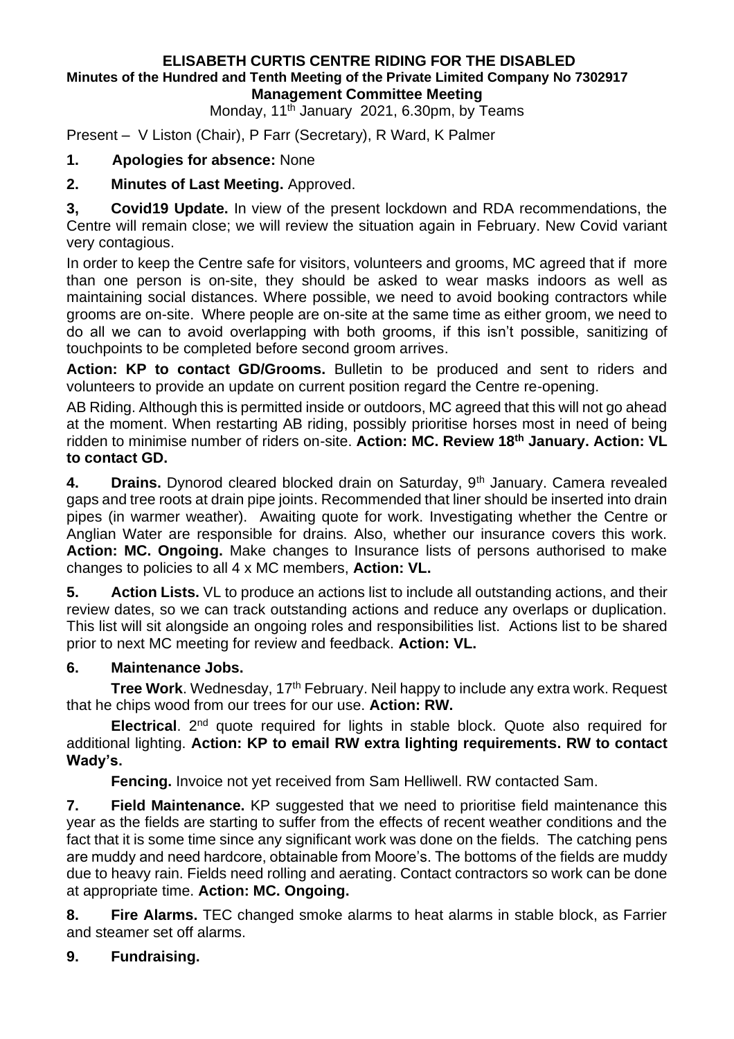# ELISABETH CURTIS CENTRE RIDING FOR THE DISABLED

**Minutes of the Hundred and Tenth Meeting of the Private Limited Company No 7302917**

**Management Committee Meeting**

Monday, 11th January 2021, 6.30pm, by Teams

Present – V Liston (Chair), P Farr (Secretary), R Ward, K Palmer

**1. Apologies for absence:** None

**2. Minutes of Last Meeting.** Approved.

**3, Covid19 Update.** In view of the present lockdown and RDA recommendations, the Centre will remain close; we will review the situation again in February. New Covid variant very contagious.

In order to keep the Centre safe for visitors, volunteers and grooms, MC agreed that if more than one person is on-site, they should be asked to wear masks indoors as well as maintaining social distances. Where possible, we need to avoid booking contractors while grooms are on-site. Where people are on-site at the same time as either groom, we need to do all we can to avoid overlapping with both grooms, if this isn't possible, sanitizing of touchpoints to be completed before second groom arrives.

**Action: KP to contact GD/Grooms.** Bulletin to be produced and sent to riders and volunteers to provide an update on current position regard the Centre re-opening.

AB Riding. Although this is permitted inside or outdoors, MC agreed that this will not go ahead at the moment. When restarting AB riding, possibly prioritise horses most in need of being ridden to minimise number of riders on-site. **Action: MC. Review 18th January. Action: VL to contact GD.**

**4. Drains.** Dynorod cleared blocked drain on Saturday, 9th January. Camera revealed gaps and tree roots at drain pipe joints. Recommended that liner should be inserted into drain pipes (in warmer weather). Awaiting quote for work. Investigating whether the Centre or Anglian Water are responsible for drains. Also, whether our insurance covers this work. **Action: MC. Ongoing.** Make changes to Insurance lists of persons authorised to make changes to policies to all 4 x MC members, **Action: VL.**

**5. Action Lists.** VL to produce an actions list to include all outstanding actions, and their review dates, so we can track outstanding actions and reduce any overlaps or duplication. This list will sit alongside an ongoing roles and responsibilities list. Actions list to be shared prior to next MC meeting for review and feedback. **Action: VL.**

**6. Maintenance Jobs.**

**Tree Work**. Wednesday, 17th February. Neil happy to include any extra work. Request that he chips wood from our trees for our use. **Action: RW.**

**Electrical**. 2nd quote required for lights in stable block. Quote also required for additional lighting. **Action: KP to email RW extra lighting requirements. RW to contact Wady's.**

**Fencing.** Invoice not yet received from Sam Helliwell. RW contacted Sam.

**7. Field Maintenance.** KP suggested that we need to prioritise field maintenance this year as the fields are starting to suffer from the effects of recent weather conditions and the fact that it is some time since any significant work was done on the fields. The catching pens are muddy and need hardcore, obtainable from Moore's. The bottoms of the fields are muddy due to heavy rain. Fields need rolling and aerating. Contact contractors so work can be done at appropriate time. **Action: MC. Ongoing.**

**8. Fire Alarms.** TEC changed smoke alarms to heat alarms in stable block, as Farrier and steamer set off alarms.

**9. Fundraising.**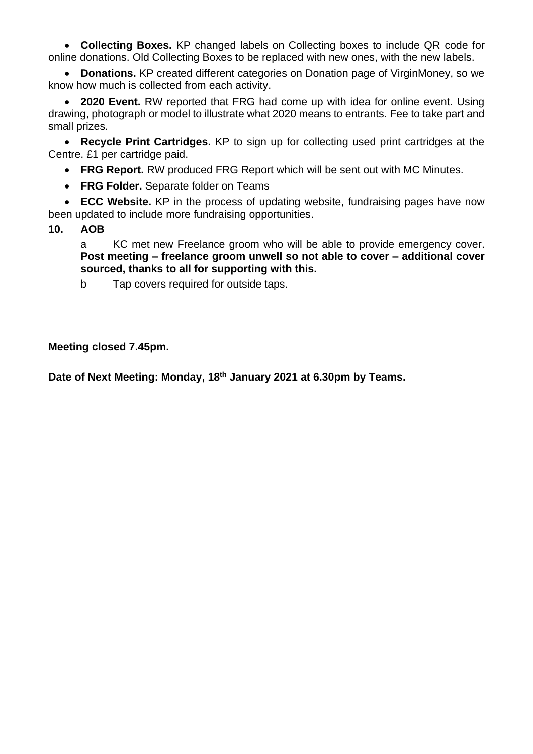- **Collecting Boxes.** KP changed labels on Collecting boxes to include QR code for online donations. Old Collecting Boxes to be replaced with new ones, with the new labels.
- **Donations.** KP created different categories on Donation page of VirginMoney, so we know how much is collected from each activity.
- **2020 Event.** RW reported that FRG had come up with idea for online event. Using drawing, photograph or model to illustrate what 2020 means to entrants. Fee to take part and small prizes.
- **Recycle Print Cartridges.** KP to sign up for collecting used print cartridges at the Centre. £1 per cartridge paid.
- **FRG Report.** RW produced FRG Report which will be sent out with MC Minutes.
- **FRG Folder.** Separate folder on Teams
- **ECC Website.** KP in the process of updating website, fundraising pages have now been updated to include more fundraising opportunities.

**10. AOB**

a KC met new Freelance groom who will be able to provide emergency cover. **Post meeting – freelance groom unwell so not able to cover – additional cover sourced, thanks to all for supporting with this.**

b Tap covers required for outside taps.

**Meeting closed 7.45pm.**

**Date of Next Meeting: Monday, 18th January 2021 at 6.30pm by Teams.**